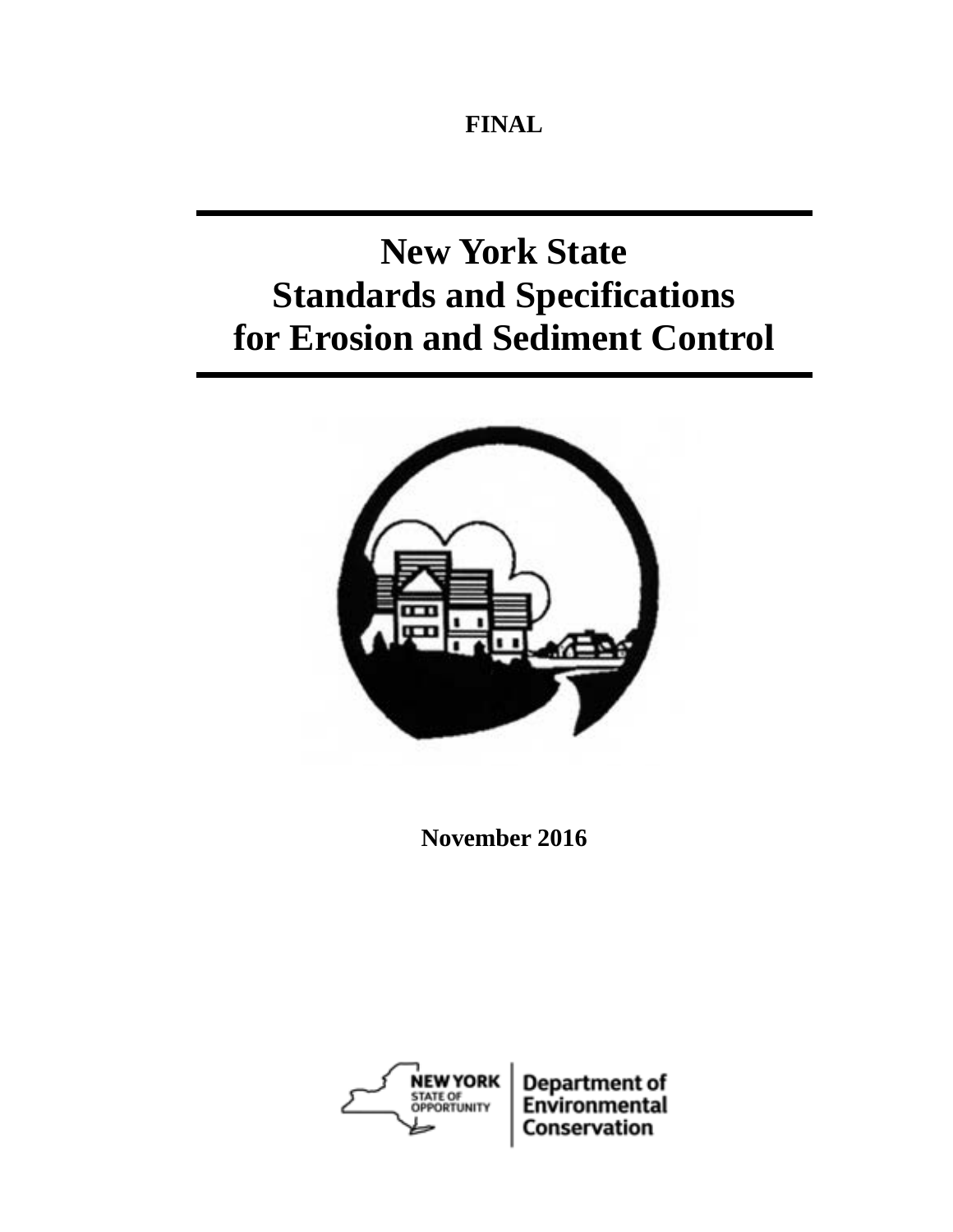**FINAL**

# New York State Standards and Specifications for Erosion and Sediment Control

**November 2016**

NEW YORK STATE OF OPPORTUNITY | Department of Environmental Conservation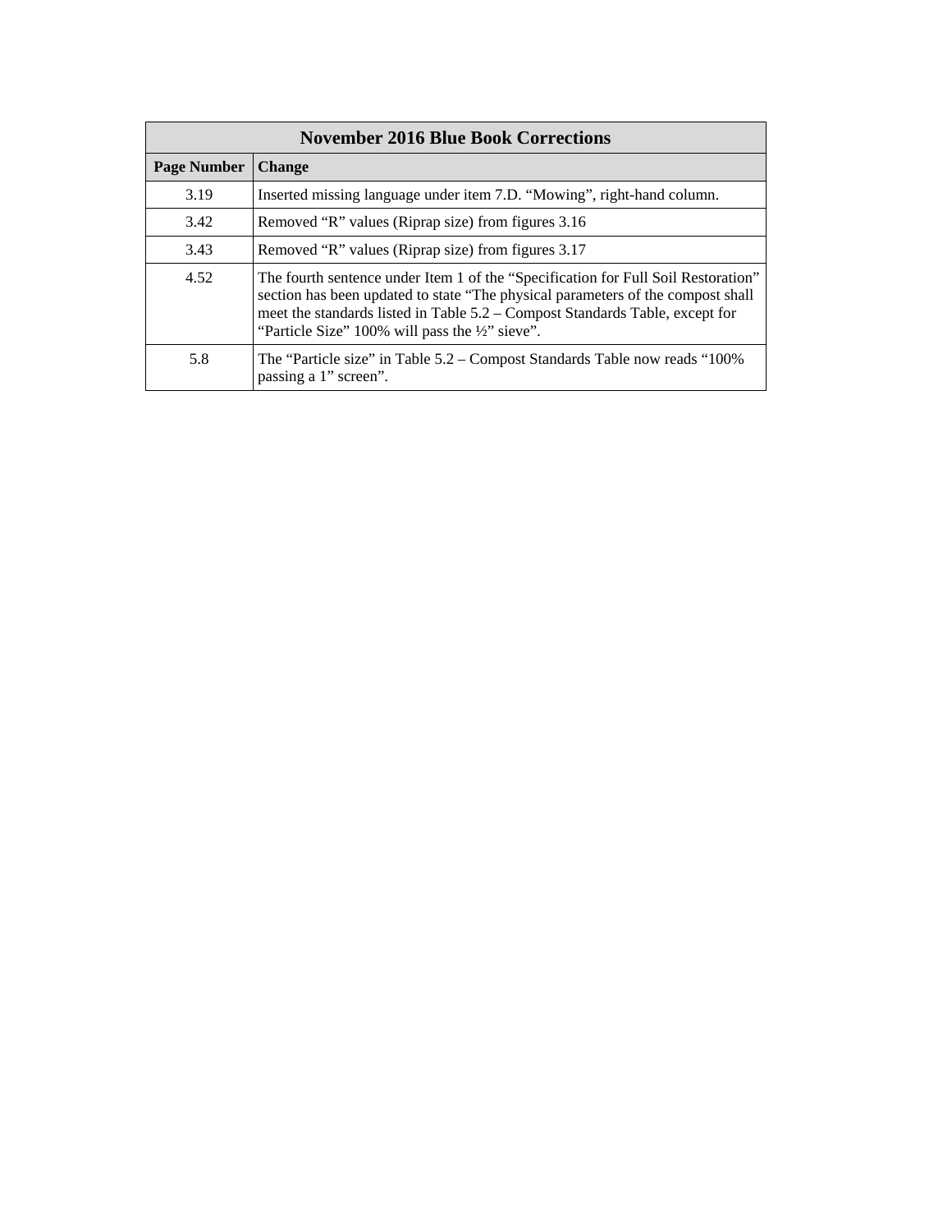| November 2016 Blue Book Corrections | |
|---|---|
| **Page Number** | **Change** |
| 3.19 | Inserted missing language under item 7.D. “Mowing”, right-hand column. |
| 3.42 | Removed “R” values (Riprap size) from figures 3.16 |
| 3.43 | Removed “R” values (Riprap size) from figures 3.17 |
| 4.52 | The fourth sentence under Item 1 of the “Specification for Full Soil Restoration” section has been updated to state “The physical parameters of the compost shall meet the standards listed in Table 5.2 – Compost Standards Table, except for “Particle Size” 100% will pass the ½” sieve”. |
| 5.8 | The “Particle size” in Table 5.2 – Compost Standards Table now reads “100% passing a 1” screen”. |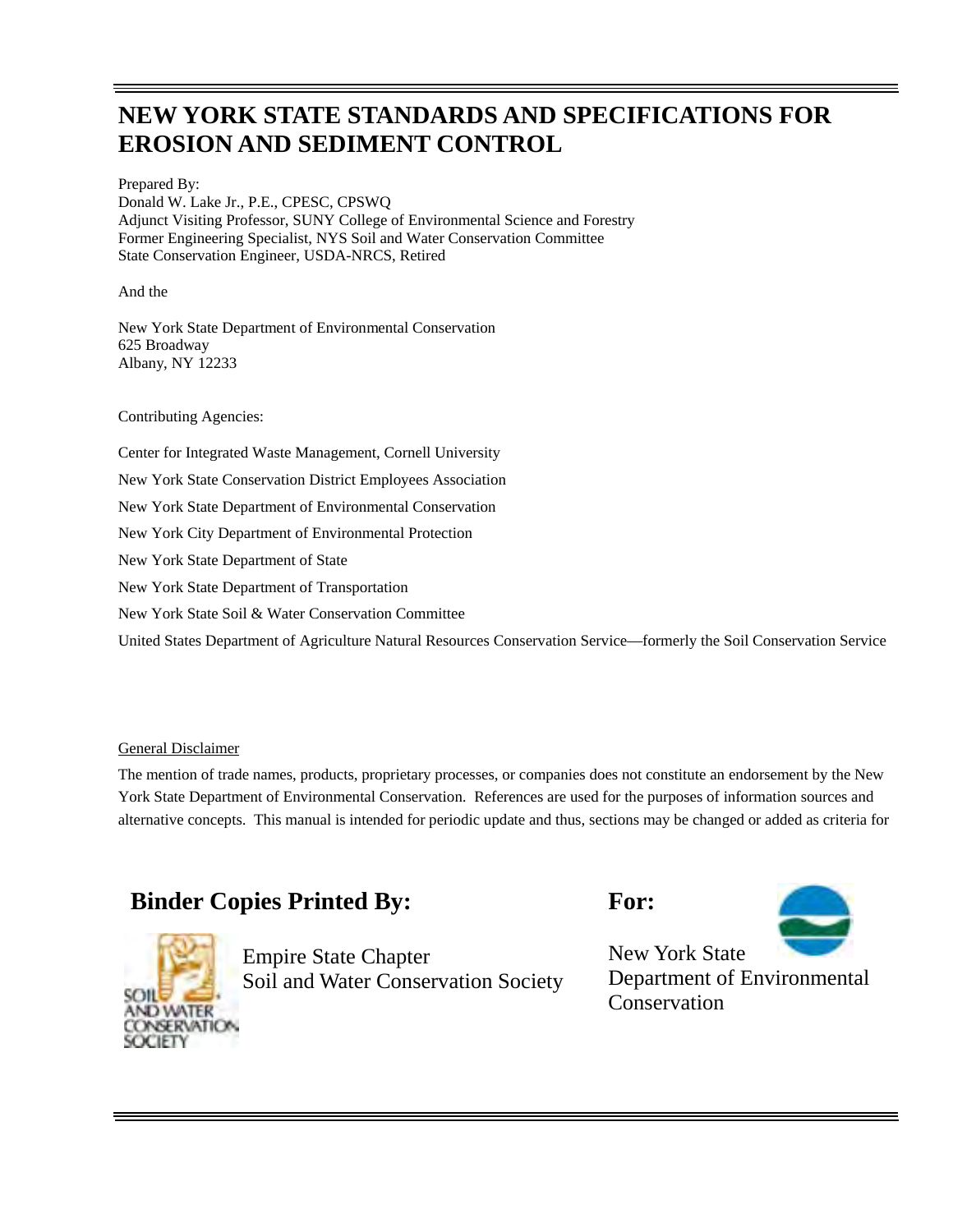# NEW YORK STATE STANDARDS AND SPECIFICATIONS FOR EROSION AND SEDIMENT CONTROL

Prepared By:
Donald W. Lake Jr., P.E., CPESC, CPSWQ
Adjunct Visiting Professor, SUNY College of Environmental Science and Forestry
Former Engineering Specialist, NYS Soil and Water Conservation Committee
State Conservation Engineer, USDA-NRCS, Retired

And the

New York State Department of Environmental Conservation
625 Broadway
Albany, NY 12233

Contributing Agencies:

Center for Integrated Waste Management, Cornell University

New York State Conservation District Employees Association

New York State Department of Environmental Conservation

New York City Department of Environmental Protection

New York State Department of State

New York State Department of Transportation

New York State Soil & Water Conservation Committee

United States Department of Agriculture Natural Resources Conservation Service—formerly the Soil Conservation Service

General Disclaimer

The mention of trade names, products, proprietary processes, or companies does not constitute an endorsement by the New York State Department of Environmental Conservation. References are used for the purposes of information sources and alternative concepts. This manual is intended for periodic update and thus, sections may be changed or added as criteria for

## Binder Copies Printed By:

Empire State Chapter
Soil and Water Conservation Society

## For:

New York State
Department of Environmental Conservation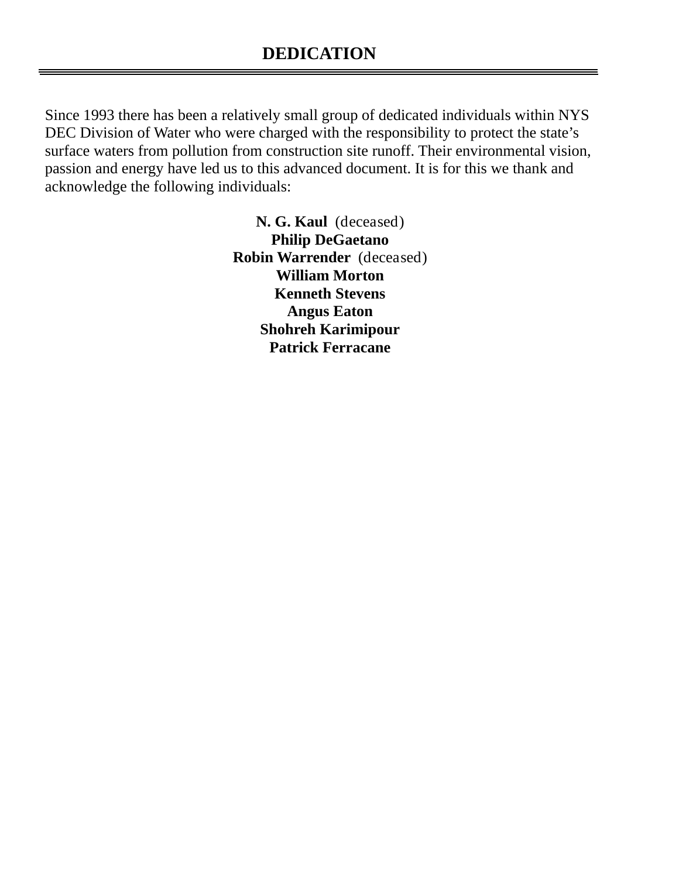# DEDICATION

Since 1993 there has been a relatively small group of dedicated individuals within NYS DEC Division of Water who were charged with the responsibility to protect the state's surface waters from pollution from construction site runoff. Their environmental vision, passion and energy have led us to this advanced document. It is for this we thank and acknowledge the following individuals:

**N. G. Kaul** (deceased)  
**Philip DeGaetano**  
**Robin Warrender** (deceased)  
**William Morton**  
**Kenneth Stevens**  
**Angus Eaton**  
**Shohreh Karimipour**  
**Patrick Ferracane**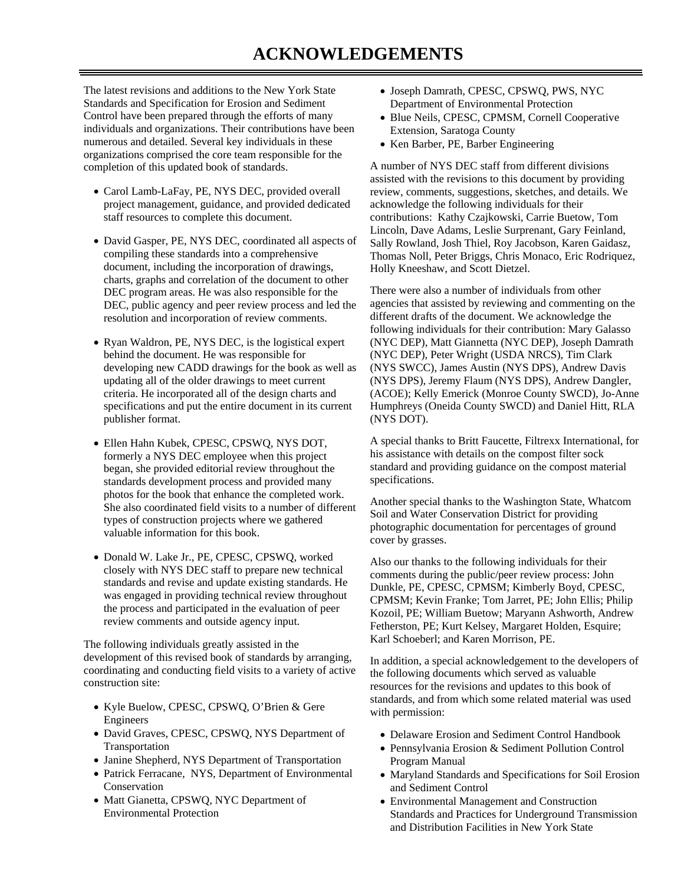# ACKNOWLEDGEMENTS

The latest revisions and additions to the New York State Standards and Specification for Erosion and Sediment Control have been prepared through the efforts of many individuals and organizations. Their contributions have been numerous and detailed. Several key individuals in these organizations comprised the core team responsible for the completion of this updated book of standards.

- Carol Lamb-LaFay, PE, NYS DEC, provided overall project management, guidance, and provided dedicated staff resources to complete this document.

- David Gasper, PE, NYS DEC, coordinated all aspects of compiling these standards into a comprehensive document, including the incorporation of drawings, charts, graphs and correlation of the document to other DEC program areas. He was also responsible for the DEC, public agency and peer review process and led the resolution and incorporation of review comments.

- Ryan Waldron, PE, NYS DEC, is the logistical expert behind the document. He was responsible for developing new CADD drawings for the book as well as updating all of the older drawings to meet current criteria. He incorporated all of the design charts and specifications and put the entire document in its current publisher format.

- Ellen Hahn Kubek, CPESC, CPSWQ, NYS DOT, formerly a NYS DEC employee when this project began, she provided editorial review throughout the standards development process and provided many photos for the book that enhance the completed work. She also coordinated field visits to a number of different types of construction projects where we gathered valuable information for this book.

- Donald W. Lake Jr., PE, CPESC, CPSWQ, worked closely with NYS DEC staff to prepare new technical standards and revise and update existing standards. He was engaged in providing technical review throughout the process and participated in the evaluation of peer review comments and outside agency input.

The following individuals greatly assisted in the development of this revised book of standards by arranging, coordinating and conducting field visits to a variety of active construction site:

- Kyle Buelow, CPESC, CPSWQ, O'Brien & Gere Engineers
- David Graves, CPESC, CPSWQ, NYS Department of Transportation
- Janine Shepherd, NYS Department of Transportation
- Patrick Ferracane, NYS, Department of Environmental Conservation
- Matt Gianetta, CPSWQ, NYC Department of Environmental Protection
- Joseph Damrath, CPESC, CPSWQ, PWS, NYC Department of Environmental Protection
- Blue Neils, CPESC, CPMSM, Cornell Cooperative Extension, Saratoga County
- Ken Barber, PE, Barber Engineering

A number of NYS DEC staff from different divisions assisted with the revisions to this document by providing review, comments, suggestions, sketches, and details. We acknowledge the following individuals for their contributions: Kathy Czajkowski, Carrie Buetow, Tom Lincoln, Dave Adams, Leslie Surprenant, Gary Feinland, Sally Rowland, Josh Thiel, Roy Jacobson, Karen Gaidasz, Thomas Noll, Peter Briggs, Chris Monaco, Eric Rodriquez, Holly Kneeshaw, and Scott Dietzel.

There were also a number of individuals from other agencies that assisted by reviewing and commenting on the different drafts of the document. We acknowledge the following individuals for their contribution: Mary Galasso (NYC DEP), Matt Giannetta (NYC DEP), Joseph Damrath (NYC DEP), Peter Wright (USDA NRCS), Tim Clark (NYS SWCC), James Austin (NYS DPS), Andrew Davis (NYS DPS), Jeremy Flaum (NYS DPS), Andrew Dangler, (ACOE); Kelly Emerick (Monroe County SWCD), Jo-Anne Humphreys (Oneida County SWCD) and Daniel Hitt, RLA (NYS DOT).

A special thanks to Britt Faucette, Filtrexx International, for his assistance with details on the compost filter sock standard and providing guidance on the compost material specifications.

Another special thanks to the Washington State, Whatcom Soil and Water Conservation District for providing photographic documentation for percentages of ground cover by grasses.

Also our thanks to the following individuals for their comments during the public/peer review process: John Dunkle, PE, CPESC, CPMSM; Kimberly Boyd, CPESC, CPMSM; Kevin Franke; Tom Jarret, PE; John Ellis; Philip Kozoil, PE; William Buetow; Maryann Ashworth, Andrew Fetherston, PE; Kurt Kelsey, Margaret Holden, Esquire; Karl Schoeberl; and Karen Morrison, PE.

In addition, a special acknowledgement to the developers of the following documents which served as valuable resources for the revisions and updates to this book of standards, and from which some related material was used with permission:

- Delaware Erosion and Sediment Control Handbook
- Pennsylvania Erosion & Sediment Pollution Control Program Manual
- Maryland Standards and Specifications for Soil Erosion and Sediment Control
- Environmental Management and Construction Standards and Practices for Underground Transmission and Distribution Facilities in New York State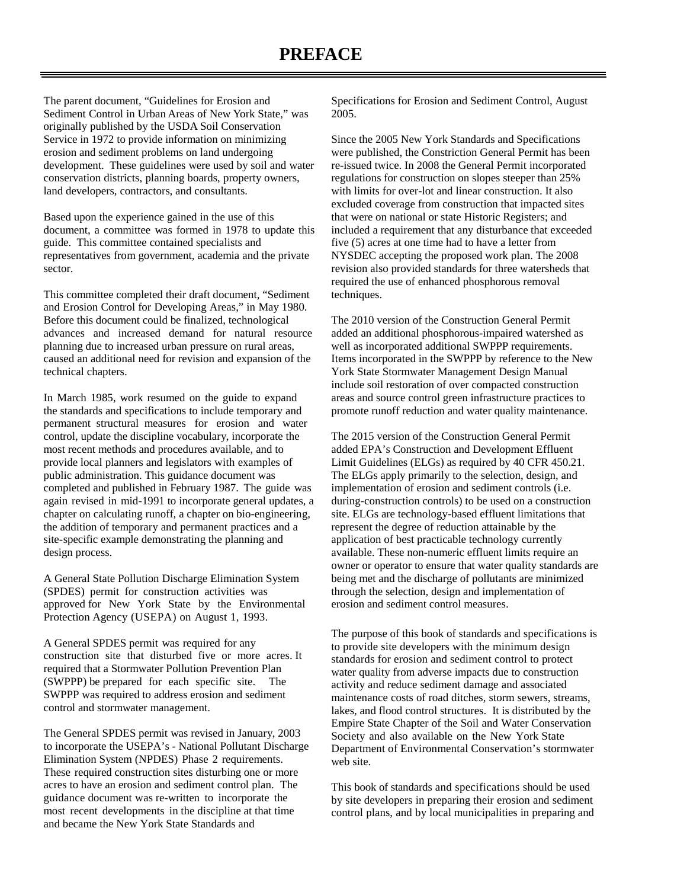# PREFACE

The parent document, "Guidelines for Erosion and Sediment Control in Urban Areas of New York State," was originally published by the USDA Soil Conservation Service in 1972 to provide information on minimizing erosion and sediment problems on land undergoing development. These guidelines were used by soil and water conservation districts, planning boards, property owners, land developers, contractors, and consultants.

Based upon the experience gained in the use of this document, a committee was formed in 1978 to update this guide. This committee contained specialists and representatives from government, academia and the private sector.

This committee completed their draft document, "Sediment and Erosion Control for Developing Areas," in May 1980. Before this document could be finalized, technological advances and increased demand for natural resource planning due to increased urban pressure on rural areas, caused an additional need for revision and expansion of the technical chapters.

In March 1985, work resumed on the guide to expand the standards and specifications to include temporary and permanent structural measures for erosion and water control, update the discipline vocabulary, incorporate the most recent methods and procedures available, and to provide local planners and legislators with examples of public administration. This guidance document was completed and published in February 1987. The guide was again revised in mid-1991 to incorporate general updates, a chapter on calculating runoff, a chapter on bio-engineering, the addition of temporary and permanent practices and a site-specific example demonstrating the planning and design process.

A General State Pollution Discharge Elimination System (SPDES) permit for construction activities was approved for New York State by the Environmental Protection Agency (USEPA) on August 1, 1993.

A General SPDES permit was required for any construction site that disturbed five or more acres. It required that a Stormwater Pollution Prevention Plan (SWPPP) be prepared for each specific site. The SWPPP was required to address erosion and sediment control and stormwater management.

The General SPDES permit was revised in January, 2003 to incorporate the USEPA's - National Pollutant Discharge Elimination System (NPDES) Phase 2 requirements. These required construction sites disturbing one or more acres to have an erosion and sediment control plan. The guidance document was re-written to incorporate the most recent developments in the discipline at that time and became the New York State Standards and Specifications for Erosion and Sediment Control, August 2005.

Since the 2005 New York Standards and Specifications were published, the Constriction General Permit has been re-issued twice. In 2008 the General Permit incorporated regulations for construction on slopes steeper than 25% with limits for over-lot and linear construction. It also excluded coverage from construction that impacted sites that were on national or state Historic Registers; and included a requirement that any disturbance that exceeded five (5) acres at one time had to have a letter from NYSDEC accepting the proposed work plan. The 2008 revision also provided standards for three watersheds that required the use of enhanced phosphorous removal techniques.

The 2010 version of the Construction General Permit added an additional phosphorous-impaired watershed as well as incorporated additional SWPPP requirements. Items incorporated in the SWPPP by reference to the New York State Stormwater Management Design Manual include soil restoration of over compacted construction areas and source control green infrastructure practices to promote runoff reduction and water quality maintenance.

The 2015 version of the Construction General Permit added EPA's Construction and Development Effluent Limit Guidelines (ELGs) as required by 40 CFR 450.21. The ELGs apply primarily to the selection, design, and implementation of erosion and sediment controls (i.e. during-construction controls) to be used on a construction site. ELGs are technology-based effluent limitations that represent the degree of reduction attainable by the application of best practicable technology currently available. These non-numeric effluent limits require an owner or operator to ensure that water quality standards are being met and the discharge of pollutants are minimized through the selection, design and implementation of erosion and sediment control measures.

The purpose of this book of standards and specifications is to provide site developers with the minimum design standards for erosion and sediment control to protect water quality from adverse impacts due to construction activity and reduce sediment damage and associated maintenance costs of road ditches, storm sewers, streams, lakes, and flood control structures. It is distributed by the Empire State Chapter of the Soil and Water Conservation Society and also available on the New York State Department of Environmental Conservation's stormwater web site.

This book of standards and specifications should be used by site developers in preparing their erosion and sediment control plans, and by local municipalities in preparing and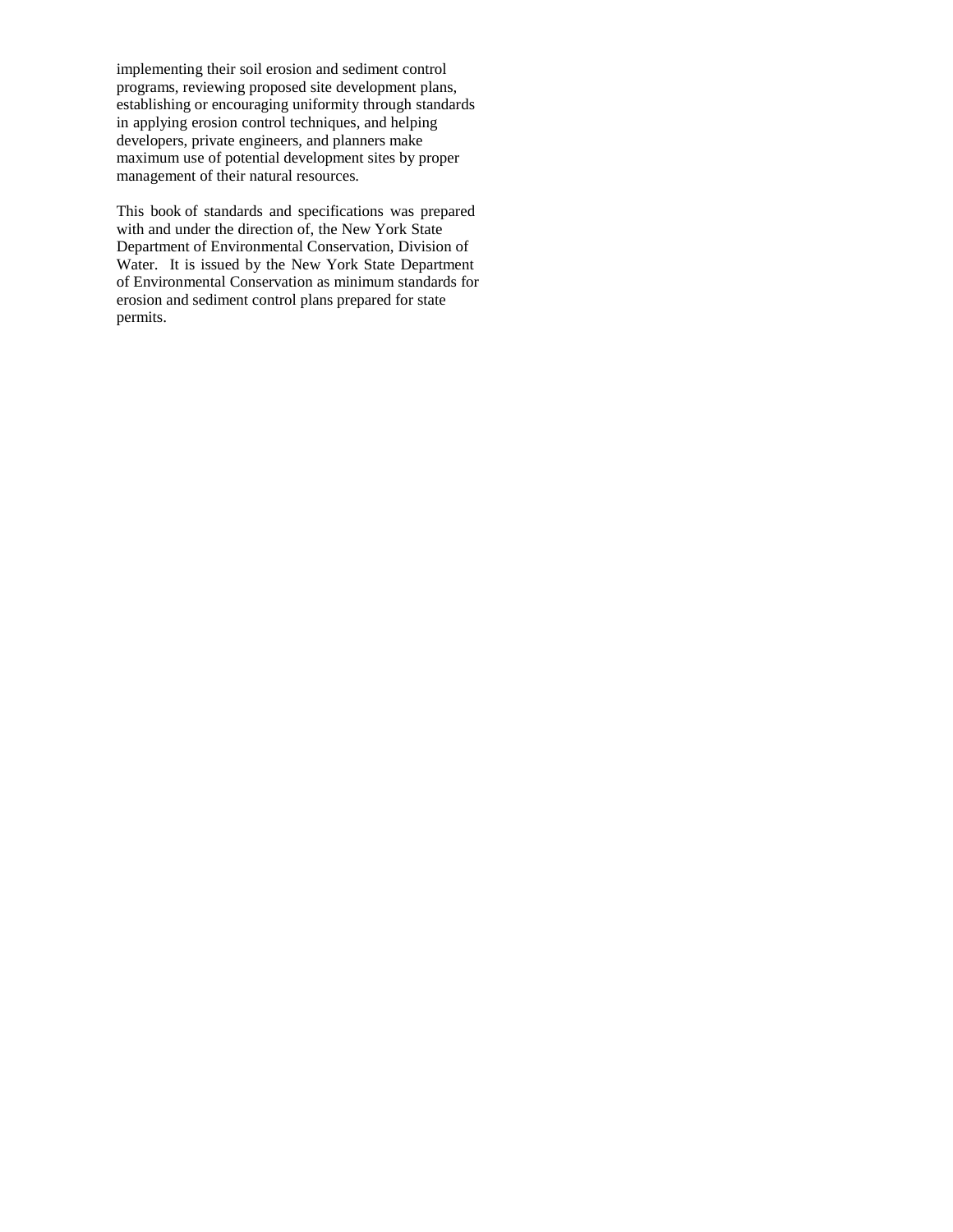implementing their soil erosion and sediment control programs, reviewing proposed site development plans, establishing or encouraging uniformity through standards in applying erosion control techniques, and helping developers, private engineers, and planners make maximum use of potential development sites by proper management of their natural resources.

This book of standards and specifications was prepared with and under the direction of, the New York State Department of Environmental Conservation, Division of Water. It is issued by the New York State Department of Environmental Conservation as minimum standards for erosion and sediment control plans prepared for state permits.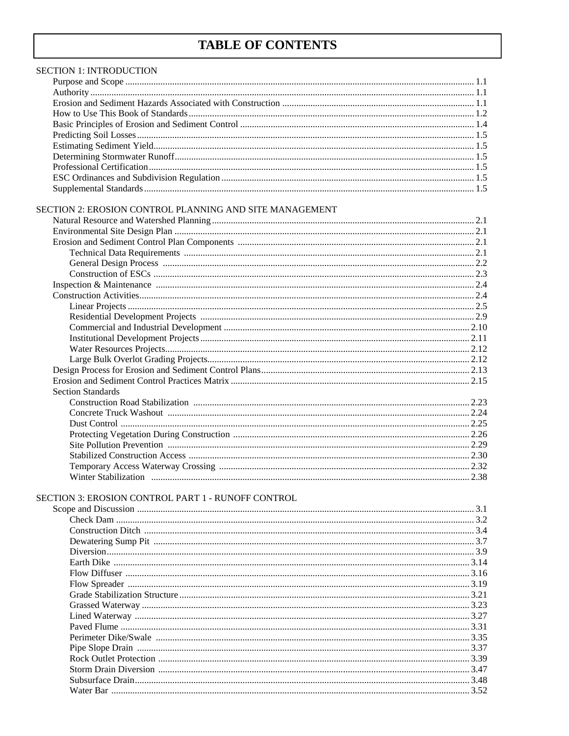# TABLE OF CONTENTS

SECTION 1: INTRODUCTION

- Purpose and Scope .......... 1.1
- Authority .......... 1.1
- Erosion and Sediment Hazards Associated with Construction .......... 1.1
- How to Use This Book of Standards .......... 1.2
- Basic Principles of Erosion and Sediment Control .......... 1.4
- Predicting Soil Losses .......... 1.5
- Estimating Sediment Yield .......... 1.5
- Determining Stormwater Runoff .......... 1.5
- Professional Certification .......... 1.5
- ESC Ordinances and Subdivision Regulation .......... 1.5
- Supplemental Standards .......... 1.5

SECTION 2: EROSION CONTROL PLANNING AND SITE MANAGEMENT

- Natural Resource and Watershed Planning .......... 2.1
- Environmental Site Design Plan .......... 2.1
- Erosion and Sediment Control Plan Components .......... 2.1
  - Technical Data Requirements .......... 2.1
  - General Design Process .......... 2.2
  - Construction of ESCs .......... 2.3
- Inspection & Maintenance .......... 2.4
- Construction Activities .......... 2.4
  - Linear Projects .......... 2.5
  - Residential Development Projects .......... 2.9
  - Commercial and Industrial Development .......... 2.10
  - Institutional Development Projects .......... 2.11
  - Water Resources Projects .......... 2.12
  - Large Bulk Overlot Grading Projects .......... 2.12
- Design Process for Erosion and Sediment Control Plans .......... 2.13
- Erosion and Sediment Control Practices Matrix .......... 2.15
- Section Standards
  - Construction Road Stabilization .......... 2.23
  - Concrete Truck Washout .......... 2.24
  - Dust Control .......... 2.25
  - Protecting Vegetation During Construction .......... 2.26
  - Site Pollution Prevention .......... 2.29
  - Stabilized Construction Access .......... 2.30
  - Temporary Access Waterway Crossing .......... 2.32
  - Winter Stabilization .......... 2.38

SECTION 3: EROSION CONTROL PART 1 - RUNOFF CONTROL

- Scope and Discussion .......... 3.1
  - Check Dam .......... 3.2
  - Construction Ditch .......... 3.4
  - Dewatering Sump Pit .......... 3.7
  - Diversion .......... 3.9
  - Earth Dike .......... 3.14
  - Flow Diffuser .......... 3.16
  - Flow Spreader .......... 3.19
  - Grade Stabilization Structure .......... 3.21
  - Grassed Waterway .......... 3.23
  - Lined Waterway .......... 3.27
  - Paved Flume .......... 3.31
  - Perimeter Dike/Swale .......... 3.35
  - Pipe Slope Drain .......... 3.37
  - Rock Outlet Protection .......... 3.39
  - Storm Drain Diversion .......... 3.47
  - Subsurface Drain .......... 3.48
  - Water Bar .......... 3.52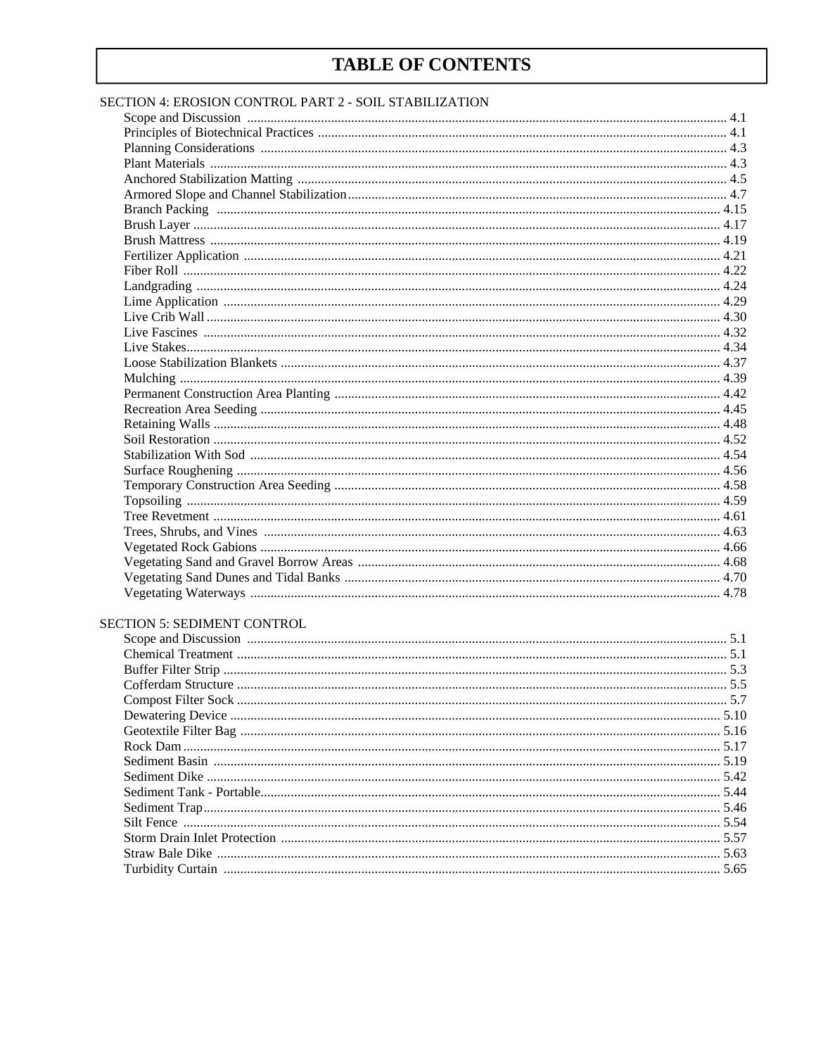# TABLE OF CONTENTS

SECTION 4: EROSION CONTROL PART 2 - SOIL STABILIZATION

- Scope and Discussion ..... 4.1
- Principles of Biotechnical Practices ..... 4.1
- Planning Considerations ..... 4.3
- Plant Materials ..... 4.3
- Anchored Stabilization Matting ..... 4.5
- Armored Slope and Channel Stabilization ..... 4.7
- Branch Packing ..... 4.15
- Brush Layer ..... 4.17
- Brush Mattress ..... 4.19
- Fertilizer Application ..... 4.21
- Fiber Roll ..... 4.22
- Landgrading ..... 4.24
- Lime Application ..... 4.29
- Live Crib Wall ..... 4.30
- Live Fascines ..... 4.32
- Live Stakes ..... 4.34
- Loose Stabilization Blankets ..... 4.37
- Mulching ..... 4.39
- Permanent Construction Area Planting ..... 4.42
- Recreation Area Seeding ..... 4.45
- Retaining Walls ..... 4.48
- Soil Restoration ..... 4.52
- Stabilization With Sod ..... 4.54
- Surface Roughening ..... 4.56
- Temporary Construction Area Seeding ..... 4.58
- Topsoiling ..... 4.59
- Tree Revetment ..... 4.61
- Trees, Shrubs, and Vines ..... 4.63
- Vegetated Rock Gabions ..... 4.66
- Vegetating Sand and Gravel Borrow Areas ..... 4.68
- Vegetating Sand Dunes and Tidal Banks ..... 4.70
- Vegetating Waterways ..... 4.78

SECTION 5: SEDIMENT CONTROL

- Scope and Discussion ..... 5.1
- Chemical Treatment ..... 5.1
- Buffer Filter Strip ..... 5.3
- Cofferdam Structure ..... 5.5
- Compost Filter Sock ..... 5.7
- Dewatering Device ..... 5.10
- Geotextile Filter Bag ..... 5.16
- Rock Dam ..... 5.17
- Sediment Basin ..... 5.19
- Sediment Dike ..... 5.42
- Sediment Tank - Portable ..... 5.44
- Sediment Trap ..... 5.46
- Silt Fence ..... 5.54
- Storm Drain Inlet Protection ..... 5.57
- Straw Bale Dike ..... 5.63
- Turbidity Curtain ..... 5.65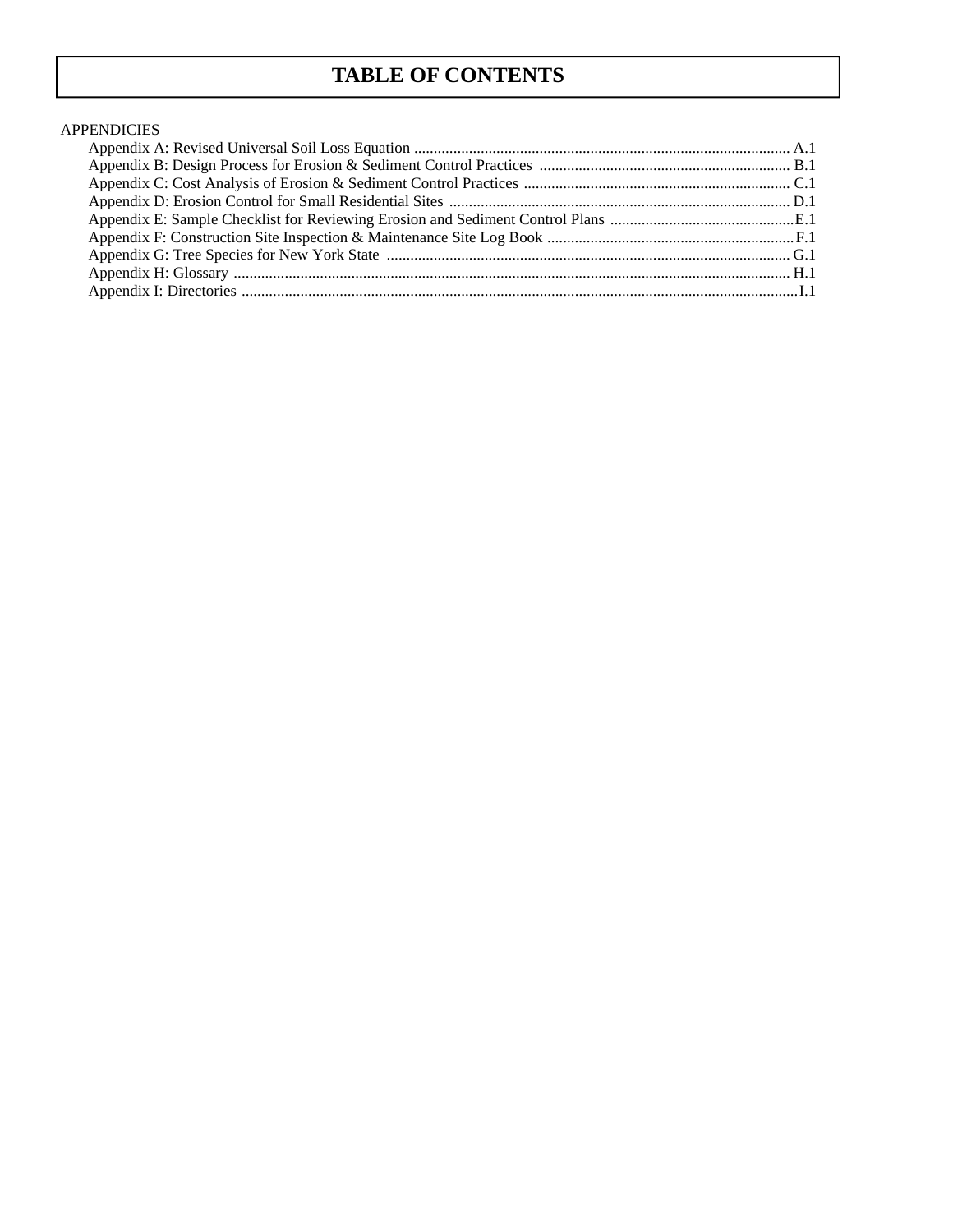# TABLE OF CONTENTS

APPENDICIES

- Appendix A: Revised Universal Soil Loss Equation ............................................................. A.1
- Appendix B: Design Process for Erosion & Sediment Control Practices ............................................................. B.1
- Appendix C: Cost Analysis of Erosion & Sediment Control Practices ............................................................. C.1
- Appendix D: Erosion Control for Small Residential Sites ............................................................. D.1
- Appendix E: Sample Checklist for Reviewing Erosion and Sediment Control Plans ............................................................. E.1
- Appendix F: Construction Site Inspection & Maintenance Site Log Book ............................................................. F.1
- Appendix G: Tree Species for New York State ............................................................. G.1
- Appendix H: Glossary ............................................................. H.1
- Appendix I: Directories ............................................................. I.1